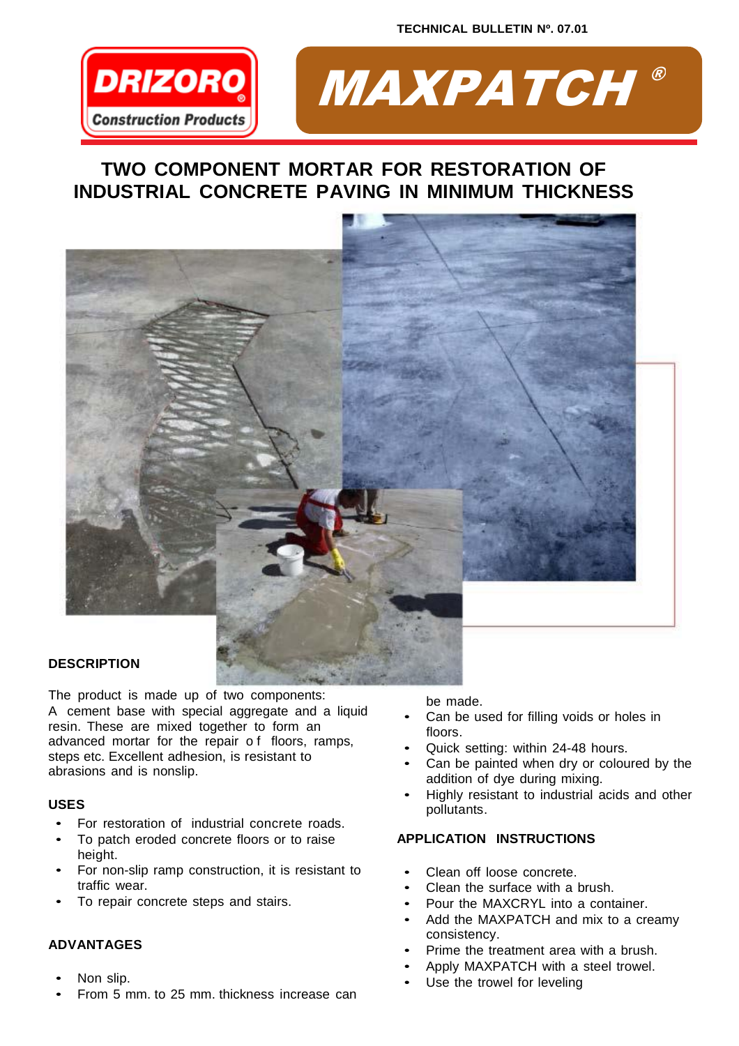TECHNICAL BULLETIN Nº. 07.01

DRIZORO Construction Products

# MAXPATCH®

## TWO COMPONENT MORTAR FOR RESTORATION OF INDUSTRIAL CONCRETE PAVING IN MINIMUM THICKNESS

### DESCRIPTION

The product is made up of two components: A cement base with special aggregate and a liquid resin. These are mixed together to form an advanced mortar for the repair of floors, ramps, steps etc. Excellent adhesion, is resistant to abrasions and is nonslip.

### USES

- For restoration of industrial concrete roads.
- To patch eroded concrete floors or to raise height.
- For non-slip ramp construction, it is resistant to traffic wear.
- To repair concrete steps and stairs.

### ADVANTAGES

- Non slip.
- From 5 mm. to 25 mm. thickness increase can be made.
- Can be used for filling voids or holes in floors.
- Quick setting: within 24-48 hours.
- Can be painted when dry or coloured by the addition of dye during mixing.
- Highly resistant to industrial acids and other pollutants.

### APPLICATION INSTRUCTIONS

- Clean off loose concrete.
- Clean the surface with a brush.
- Pour the MAXCRYL into a container.
- Add the MAXPATCH and mix to a creamy consistency.
- Prime the treatment area with a brush.
- Apply MAXPATCH with a steel trowel.
- Use the trowel for leveling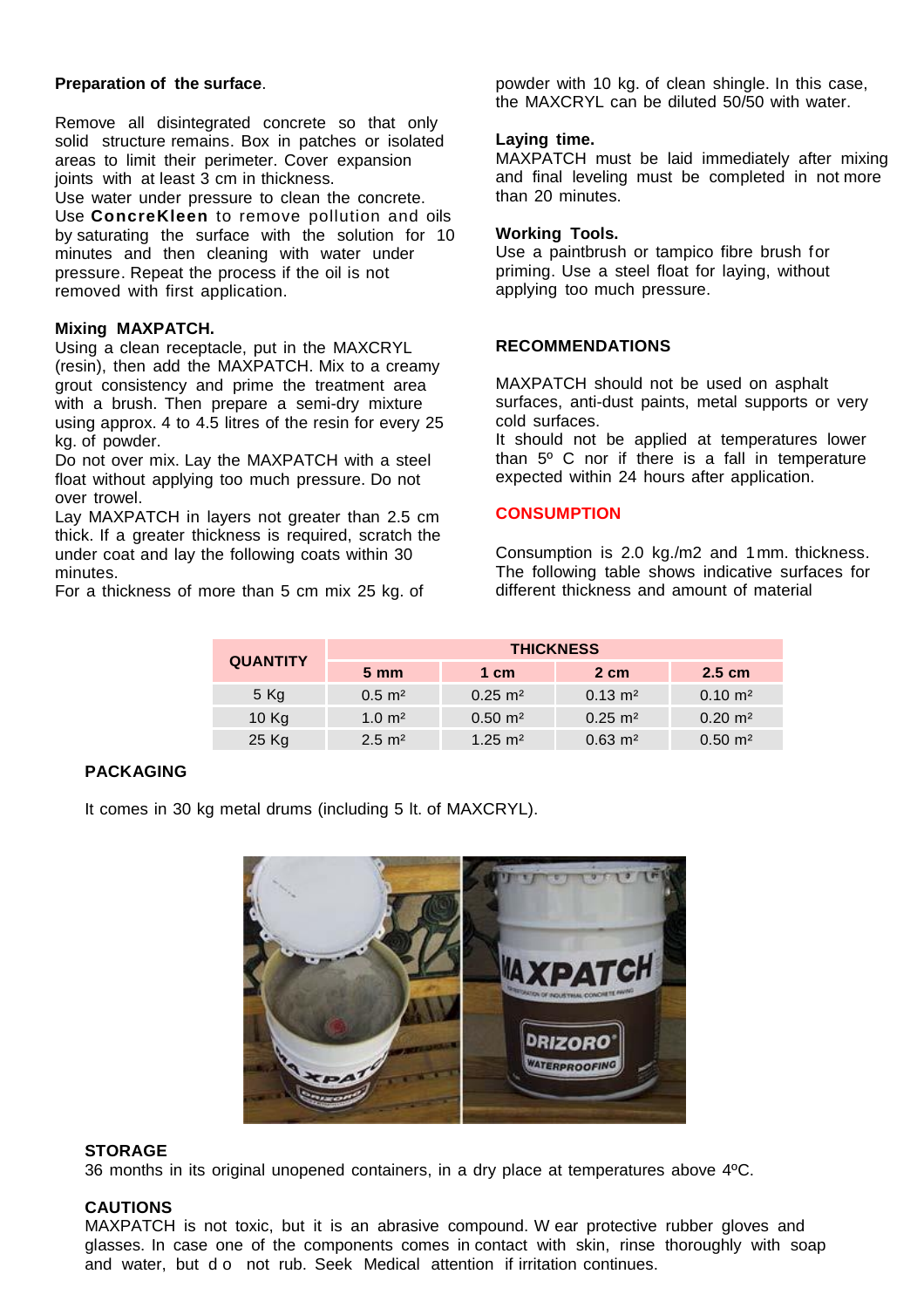**Preparation of the surface**.

Remove all disintegrated concrete so that only solid structure remains. Box in patches or isolated areas to limit their perimeter. Cover expansion joints with at least 3 cm in thickness.
Use water under pressure to clean the concrete.
Use **ConcreKleen** to remove pollution and oils by saturating the surface with the solution for 10 minutes and then cleaning with water under pressure. Repeat the process if the oil is not removed with first application.

**Mixing MAXPATCH.**

Using a clean receptacle, put in the MAXCRYL (resin), then add the MAXPATCH. Mix to a creamy grout consistency and prime the treatment area with a brush. Then prepare a semi-dry mixture using approx. 4 to 4.5 litres of the resin for every 25 kg. of powder.
Do not over mix. Lay the MAXPATCH with a steel float without applying too much pressure. Do not over trowel.
Lay MAXPATCH in layers not greater than 2.5 cm thick. If a greater thickness is required, scratch the under coat and lay the following coats within 30 minutes.
For a thickness of more than 5 cm mix 25 kg. of powder with 10 kg. of clean shingle. In this case, the MAXCRYL can be diluted 50/50 with water.

**Laying time.**

MAXPATCH must be laid immediately after mixing and final leveling must be completed in not more than 20 minutes.

**Working Tools.**

Use a paintbrush or tampico fibre brush for priming. Use a steel float for laying, without applying too much pressure.

**RECOMMENDATIONS**

MAXPATCH should not be used on asphalt surfaces, anti-dust paints, metal supports or very cold surfaces.
It should not be applied at temperatures lower than 5º C nor if there is a fall in temperature expected within 24 hours after application.

**CONSUMPTION**

Consumption is 2.0 kg./m2 and 1mm. thickness. The following table shows indicative surfaces for different thickness and amount of material

| QUANTITY | THICKNESS | | | |
|---|---|---|---|---|
| | 5 mm | 1 cm | 2 cm | 2.5 cm |
| 5 Kg | 0.5 m² | 0.25 m² | 0.13 m² | 0.10 m² |
| 10 Kg | 1.0 m² | 0.50 m² | 0.25 m² | 0.20 m² |
| 25 Kg | 2.5 m² | 1.25 m² | 0.63 m² | 0.50 m² |

**PACKAGING**

It comes in 30 kg metal drums (including 5 lt. of MAXCRYL).

**STORAGE**

36 months in its original unopened containers, in a dry place at temperatures above 4ºC.

**CAUTIONS**

MAXPATCH is not toxic, but it is an abrasive compound. Wear protective rubber gloves and glasses. In case one of the components comes in contact with skin, rinse thoroughly with soap and water, but do not rub. Seek Medical attention if irritation continues.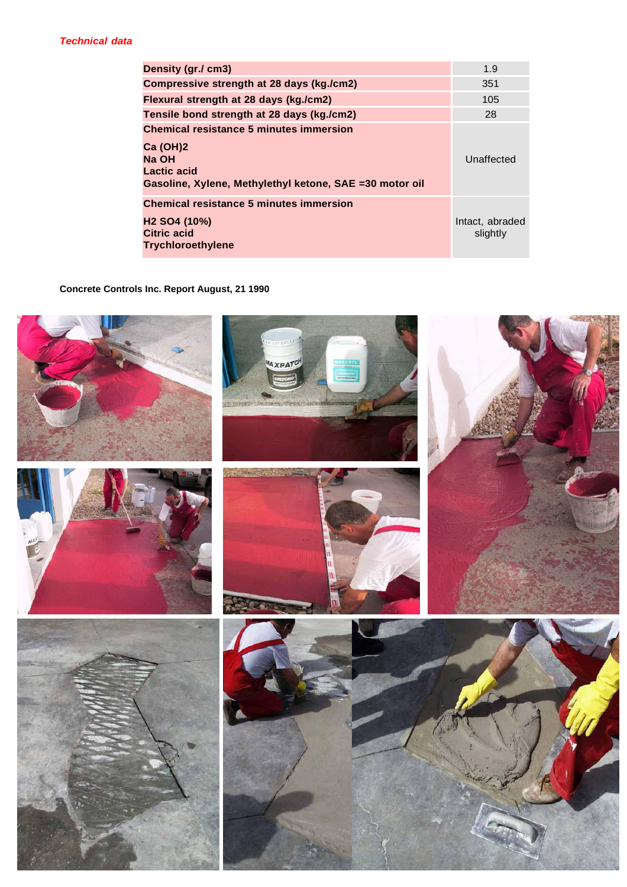***Technical data***

| Property | Value |
|---|---|
| **Density (gr./ cm3)** | 1.9 |
| **Compressive strength at 28 days (kg./cm2)** | 351 |
| **Flexural strength at 28 days (kg./cm2)** | 105 |
| **Tensile bond strength at 28 days (kg./cm2)** | 28 |
| **Chemical resistance 5 minutes immersion**<br>**Ca (OH)2**<br>**Na OH**<br>**Lactic acid**<br>**Gasoline, Xylene, Methylethyl ketone, SAE =30 motor oil** | Unaffected |
| **Chemical resistance 5 minutes immersion**<br>**H2 SO4 (10%)**<br>**Citric acid**<br>**Trychloroethylene** | Intact, abraded slightly |

**Concrete Controls Inc. Report August, 21 1990**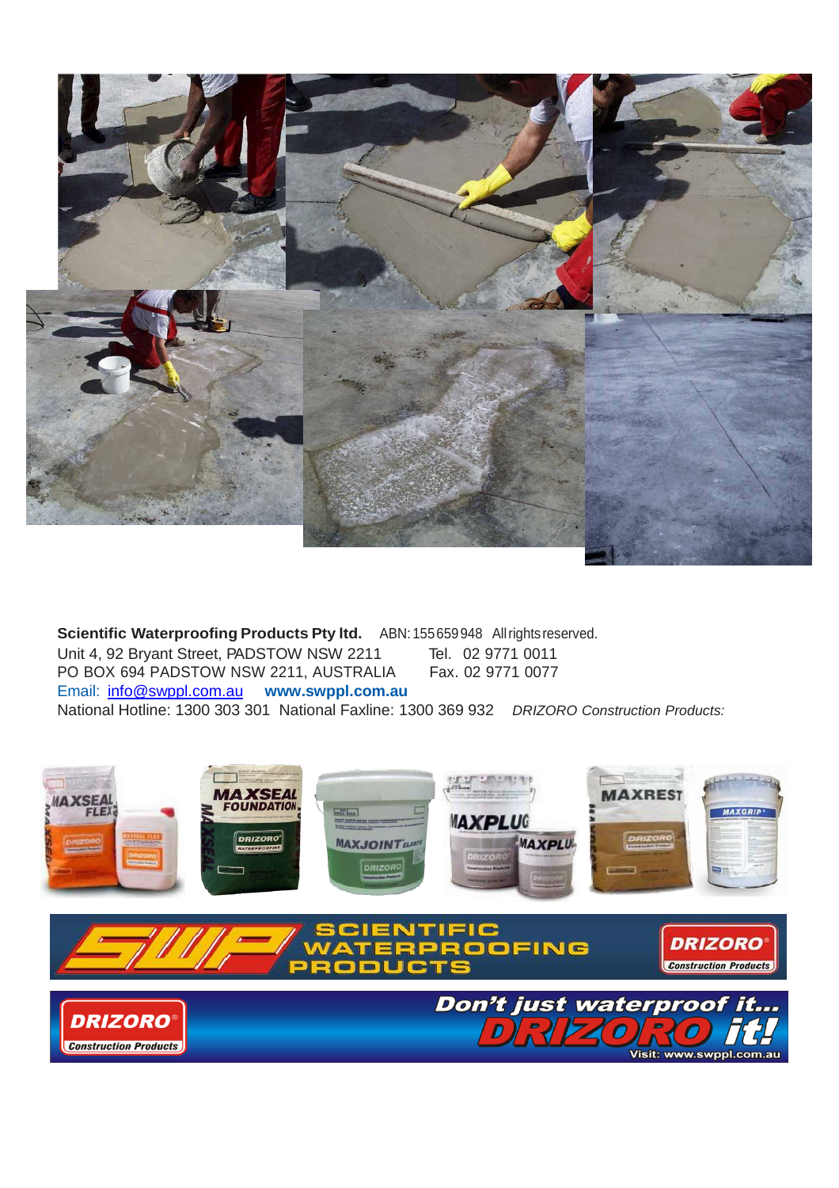**Scientific Waterproofing Products Pty ltd.** ABN: 155 659 948 All rights reserved.

Unit 4, 92 Bryant Street, PADSTOW NSW 2211  Tel. 02 9771 0011

PO BOX 694 PADSTOW NSW 2211, AUSTRALIA  Fax. 02 9771 0077

Email: info@swppl.com.au **www.swppl.com.au**

National Hotline: 1300 303 301 National Faxline: 1300 369 932 *DRIZORO Construction Products:*